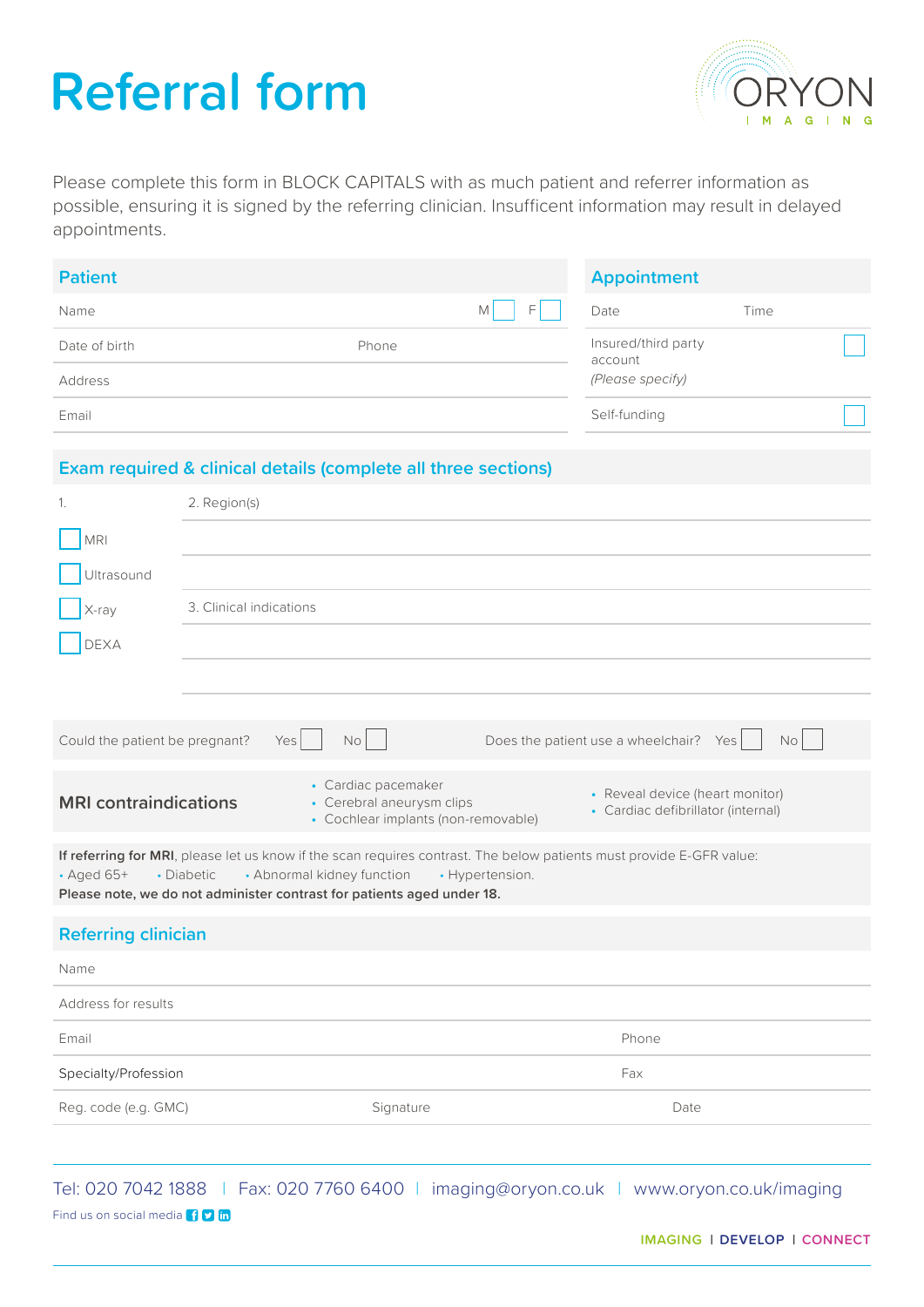# Referral form

ORYON IMAGING

Please complete this form in BLOCK CAPITALS with as much patient and referrer information as possible, ensuring it is signed by the referring clinician. Insuffic﻿ent information may result in delayed appointments.

## Patient

| | |
|---|---|
| Name | M ☐ F ☐ |
| Date of birth | Phone |
| Address | |
| Email | |

## Appointment

| | |
|---|---|
| Date | Time |
| Insured/third party account *(Please specify)* | ☐ |
| Self-funding | ☐ |

## Exam required & clinical details (complete all three sections)

1.

- ☐ MRI
- ☐ Ultrasound
- ☐ X-ray
- ☐ DEXA

2. Region(s)

3. Clinical indications

Could the patient be pregnant? Yes ☐ No ☐

Does the patient use a wheelchair? Yes ☐ No ☐

**MRI contraindications**

- Cardiac pacemaker
- Cerebral aneurysm clips
- Cochlear implants (non-removable)
- Reveal device (heart monitor)
- Cardiac defibrillator (internal)

**If referring for MRI**, please let us know if the scan requires contrast. The below patients must provide E-GFR value:

- Aged 65+
- Diabetic
- Abnormal kidney function
- Hypertension.

**Please note, we do not administer contrast for patients aged under 18.**

## Referring clinician

| | | |
|---|---|---|
| Name | | |
| Address for results | | |
| Email | | Phone |
| Specialty/Profession | | Fax |
| Reg. code (e.g. GMC) | Signature | Date |

Tel: 020 7042 1888 | Fax: 020 7760 6400 | imaging@oryon.co.uk | www.oryon.co.uk/imaging

Find us on social media

IMAGING | DEVELOP | CONNECT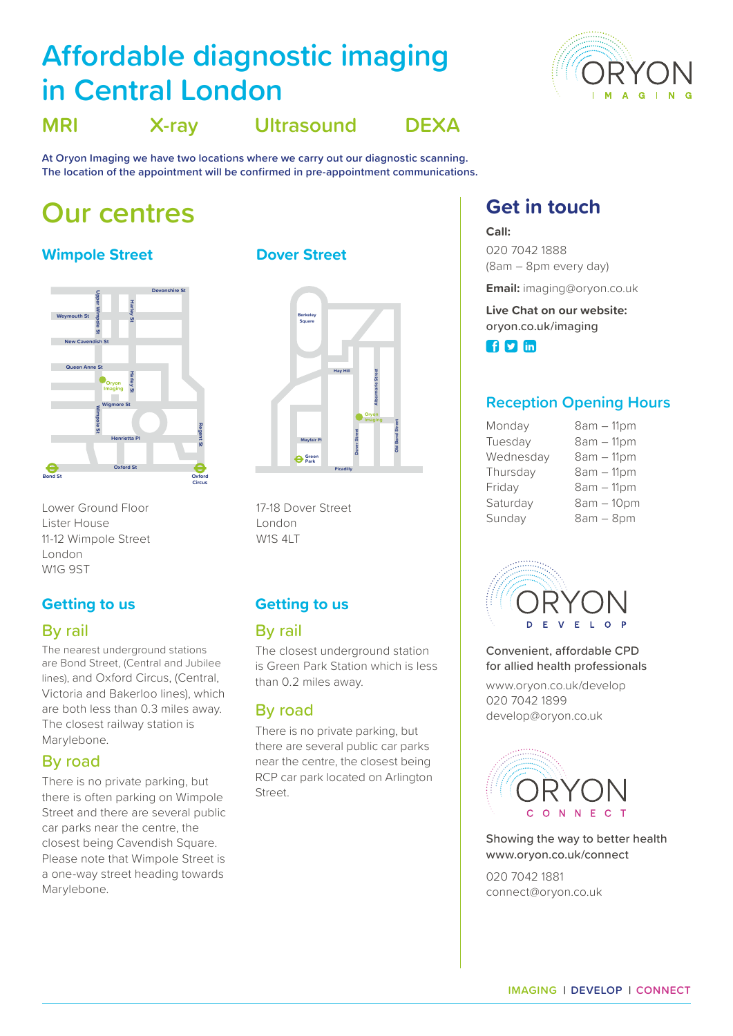# Affordable diagnostic imaging in Central London

MRI X-ray Ultrasound DEXA

At Oryon Imaging we have two locations where we carry out our diagnostic scanning. The location of the appointment will be confirmed in pre-appointment communications.

## Our centres

### Wimpole Street

Devonshire St
Weymouth St
Upper Wimpole St
Harley St
New Cavendish St
Queen Anne St
Oryon Imaging
Wigmore St
Wimpole St
Henrietta Pl
Regent St
Oxford St
Bond St
Oxford Circus

Lower Ground Floor
Lister House
11-12 Wimpole Street
London
W1G 9ST

#### Getting to us

##### By rail

The nearest underground stations are Bond Street, (Central and Jubilee lines), and Oxford Circus, (Central, Victoria and Bakerloo lines), which are both less than 0.3 miles away. The closest railway station is Marylebone.

##### By road

There is no private parking, but there is often parking on Wimpole Street and there are several public car parks near the centre, the closest being Cavendish Square. Please note that Wimpole Street is a one-way street heading towards Marylebone.

### Dover Street

Berkeley Square
Hay Hill
Albemarle Street
Oryon Imaging
Mayfair Pl
Dover Street
Old Bond Street
Green Park
Picadilly

17-18 Dover Street
London
W1S 4LT

#### Getting to us

##### By rail

The closest underground station is Green Park Station which is less than 0.2 miles away.

##### By road

There is no private parking, but there are several public car parks near the centre, the closest being RCP car park located on Arlington Street.

## Get in touch

**Call:**
020 7042 1888
(8am – 8pm every day)

**Email:** imaging@oryon.co.uk

**Live Chat on our website:**
oryon.co.uk/imaging

### Reception Opening Hours

| | |
|---|---|
| Monday | 8am – 11pm |
| Tuesday | 8am – 11pm |
| Wednesday | 8am – 11pm |
| Thursday | 8am – 11pm |
| Friday | 8am – 11pm |
| Saturday | 8am – 10pm |
| Sunday | 8am – 8pm |

ORYON DEVELOP

Convenient, affordable CPD for allied health professionals

www.oryon.co.uk/develop
020 7042 1899
develop@oryon.co.uk

ORYON CONNECT

Showing the way to better health
www.oryon.co.uk/connect

020 7042 1881
connect@oryon.co.uk

IMAGING | DEVELOP | CONNECT